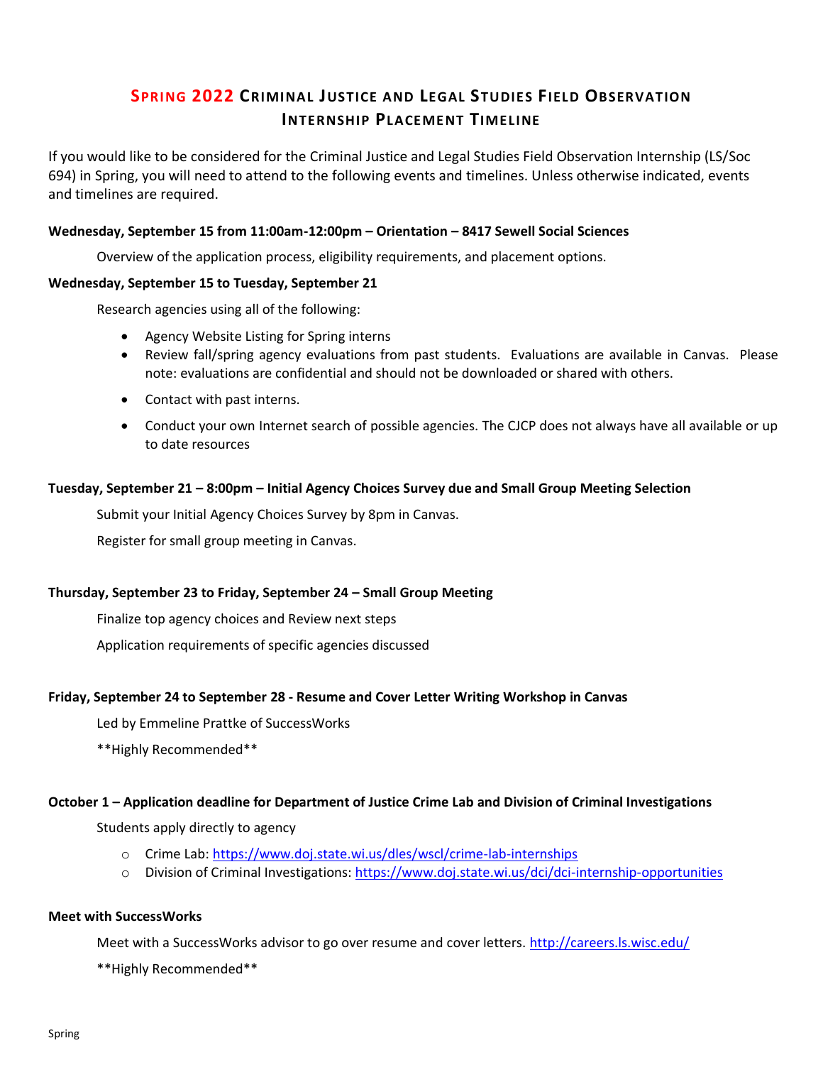# Spring 2022 Criminal Justice and Legal Studies Field Observation Internship Placement Timeline

If you would like to be considered for the Criminal Justice and Legal Studies Field Observation Internship (LS/Soc 694) in Spring, you will need to attend to the following events and timelines. Unless otherwise indicated, events and timelines are required.

**Wednesday, September 15 from 11:00am-12:00pm – Orientation – 8417 Sewell Social Sciences**

Overview of the application process, eligibility requirements, and placement options.

**Wednesday, September 15 to Tuesday, September 21**

Research agencies using all of the following:

- Agency Website Listing for Spring interns
- Review fall/spring agency evaluations from past students. Evaluations are available in Canvas. Please note: evaluations are confidential and should not be downloaded or shared with others.
- Contact with past interns.
- Conduct your own Internet search of possible agencies. The CJCP does not always have all available or up to date resources

**Tuesday, September 21 – 8:00pm – Initial Agency Choices Survey due and Small Group Meeting Selection**

Submit your Initial Agency Choices Survey by 8pm in Canvas.

Register for small group meeting in Canvas.

**Thursday, September 23 to Friday, September 24 – Small Group Meeting**

Finalize top agency choices and Review next steps

Application requirements of specific agencies discussed

**Friday, September 24 to September 28 - Resume and Cover Letter Writing Workshop in Canvas**

Led by Emmeline Prattke of SuccessWorks

**Highly Recommended**

**October 1 – Application deadline for Department of Justice Crime Lab and Division of Criminal Investigations**

Students apply directly to agency

- Crime Lab: https://www.doj.state.wi.us/dles/wscl/crime-lab-internships
- Division of Criminal Investigations: https://www.doj.state.wi.us/dci/dci-internship-opportunities

**Meet with SuccessWorks**

Meet with a SuccessWorks advisor to go over resume and cover letters. http://careers.ls.wisc.edu/

**Highly Recommended**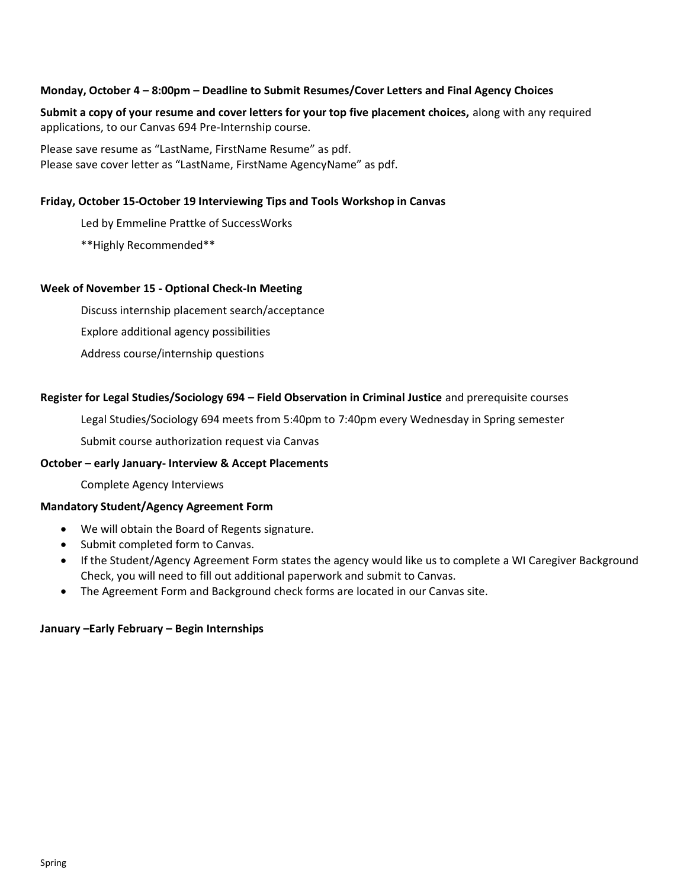**Monday, October 4 – 8:00pm – Deadline to Submit Resumes/Cover Letters and Final Agency Choices**

**Submit a copy of your resume and cover letters for your top five placement choices,** along with any required applications, to our Canvas 694 Pre-Internship course.

Please save resume as "LastName, FirstName Resume" as pdf.
Please save cover letter as "LastName, FirstName AgencyName" as pdf.

**Friday, October 15-October 19 Interviewing Tips and Tools Workshop in Canvas**

Led by Emmeline Prattke of SuccessWorks

**Highly Recommended**

**Week of November 15 - Optional Check-In Meeting**

Discuss internship placement search/acceptance

Explore additional agency possibilities

Address course/internship questions

**Register for Legal Studies/Sociology 694 – Field Observation in Criminal Justice** and prerequisite courses

Legal Studies/Sociology 694 meets from 5:40pm to 7:40pm every Wednesday in Spring semester

Submit course authorization request via Canvas

**October – early January- Interview & Accept Placements**

Complete Agency Interviews

**Mandatory Student/Agency Agreement Form**

- We will obtain the Board of Regents signature.
- Submit completed form to Canvas.
- If the Student/Agency Agreement Form states the agency would like us to complete a WI Caregiver Background Check, you will need to fill out additional paperwork and submit to Canvas.
- The Agreement Form and Background check forms are located in our Canvas site.

**January –Early February – Begin Internships**